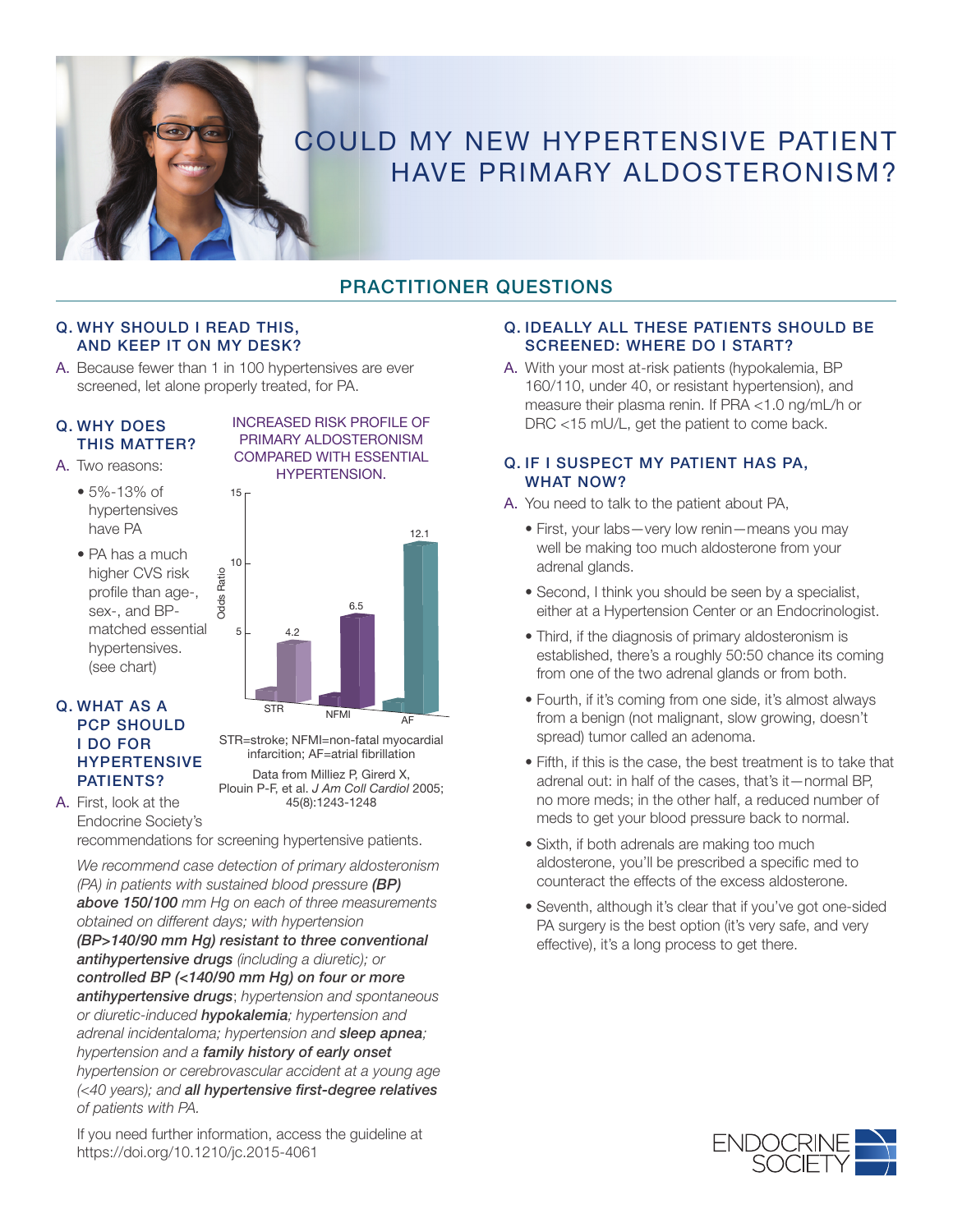# COULD MY NEW HYPERTENSIVE PATIENT HAVE PRIMARY ALDOSTERONISM?

## PRACTITIONER QUESTIONS

### Q. WHY SHOULD I READ THIS, AND KEEP IT ON MY DESK?

A. Because fewer than 1 in 100 hypertensives are ever screened, let alone properly treated, for PA.

### Q. WHY DOES THIS MATTER?

A. Two reasons:

- 5%-13% of hypertensives have PA
- PA has a much higher CVS risk profile than age-, sex-, and BP-matched essential hypertensives. (see chart)

INCREASED RISK PROFILE OF PRIMARY ALDOSTERONISM COMPARED WITH ESSENTIAL HYPERTENSION.

| | Odds Ratio |
|---|---|
| STR | 4.2 |
| NFMI | 6.5 |
| AF | 12.1 |

STR=stroke; NFMI=non-fatal myocardial infarcition; AF=atrial fibrillation

Data from Milliez P, Girerd X, Plouin P-F, et al. *J Am Coll Cardiol* 2005; 45(8):1243-1248

### Q. WHAT AS A PCP SHOULD I DO FOR HYPERTENSIVE PATIENTS?

A. First, look at the Endocrine Society's recommendations for screening hypertensive patients.

*We recommend case detection of primary aldosteronism (PA) in patients with sustained blood pressure **(BP) above 150/100** mm Hg on each of three measurements obtained on different days; with hypertension **(BP>140/90 mm Hg) resistant to three conventional antihypertensive drugs** (including a diuretic); or **controlled BP (<140/90 mm Hg) on four or more antihypertensive drugs**; hypertension and spontaneous or diuretic-induced **hypokalemia**; hypertension and adrenal incidentaloma; hypertension and **sleep apnea**; hypertension and a **family history of early onset** hypertension or cerebrovascular accident at a young age (<40 years); and **all hypertensive first-degree relatives** of patients with PA.*

If you need further information, access the guideline at https://doi.org/10.1210/jc.2015-4061

### Q. IDEALLY ALL THESE PATIENTS SHOULD BE SCREENED: WHERE DO I START?

A. With your most at-risk patients (hypokalemia, BP 160/110, under 40, or resistant hypertension), and measure their plasma renin. If PRA <1.0 ng/mL/h or DRC <15 mU/L, get the patient to come back.

### Q. IF I SUSPECT MY PATIENT HAS PA, WHAT NOW?

A. You need to talk to the patient about PA,

- First, your labs—very low renin—means you may well be making too much aldosterone from your adrenal glands.
- Second, I think you should be seen by a specialist, either at a Hypertension Center or an Endocrinologist.
- Third, if the diagnosis of primary aldosteronism is established, there's a roughly 50:50 chance its coming from one of the two adrenal glands or from both.
- Fourth, if it's coming from one side, it's almost always from a benign (not malignant, slow growing, doesn't spread) tumor called an adenoma.
- Fifth, if this is the case, the best treatment is to take that adrenal out: in half of the cases, that's it—normal BP, no more meds; in the other half, a reduced number of meds to get your blood pressure back to normal.
- Sixth, if both adrenals are making too much aldosterone, you'll be prescribed a specific med to counteract the effects of the excess aldosterone.
- Seventh, although it's clear that if you've got one-sided PA surgery is the best option (it's very safe, and very effective), it's a long process to get there.

ENDOCRINE SOCIETY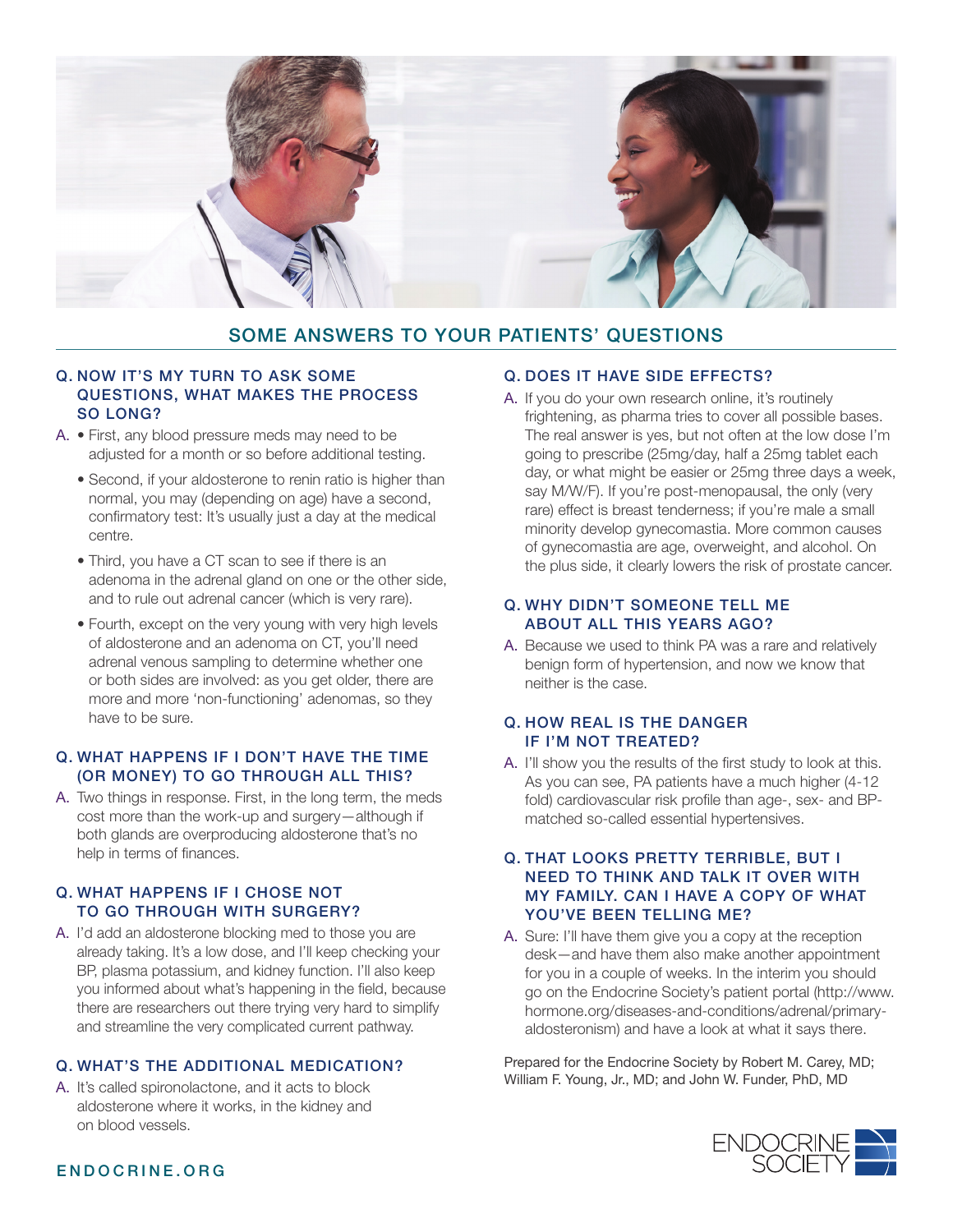## SOME ANSWERS TO YOUR PATIENTS' QUESTIONS

### Q. NOW IT'S MY TURN TO ASK SOME QUESTIONS, WHAT MAKES THE PROCESS SO LONG?

A.
- First, any blood pressure meds may need to be adjusted for a month or so before additional testing.
- Second, if your aldosterone to renin ratio is higher than normal, you may (depending on age) have a second, confirmatory test: It's usually just a day at the medical centre.
- Third, you have a CT scan to see if there is an adenoma in the adrenal gland on one or the other side, and to rule out adrenal cancer (which is very rare).
- Fourth, except on the very young with very high levels of aldosterone and an adenoma on CT, you'll need adrenal venous sampling to determine whether one or both sides are involved: as you get older, there are more and more 'non-functioning' adenomas, so they have to be sure.

### Q. WHAT HAPPENS IF I DON'T HAVE THE TIME (OR MONEY) TO GO THROUGH ALL THIS?

A. Two things in response. First, in the long term, the meds cost more than the work-up and surgery—although if both glands are overproducing aldosterone that's no help in terms of finances.

### Q. WHAT HAPPENS IF I CHOSE NOT TO GO THROUGH WITH SURGERY?

A. I'd add an aldosterone blocking med to those you are already taking. It's a low dose, and I'll keep checking your BP, plasma potassium, and kidney function. I'll also keep you informed about what's happening in the field, because there are researchers out there trying very hard to simplify and streamline the very complicated current pathway.

### Q. WHAT'S THE ADDITIONAL MEDICATION?

A. It's called spironolactone, and it acts to block aldosterone where it works, in the kidney and on blood vessels.

### Q. DOES IT HAVE SIDE EFFECTS?

A. If you do your own research online, it's routinely frightening, as pharma tries to cover all possible bases. The real answer is yes, but not often at the low dose I'm going to prescribe (25mg/day, half a 25mg tablet each day, or what might be easier or 25mg three days a week, say M/W/F). If you're post-menopausal, the only (very rare) effect is breast tenderness; if you're male a small minority develop gynecomastia. More common causes of gynecomastia are age, overweight, and alcohol. On the plus side, it clearly lowers the risk of prostate cancer.

### Q. WHY DIDN'T SOMEONE TELL ME ABOUT ALL THIS YEARS AGO?

A. Because we used to think PA was a rare and relatively benign form of hypertension, and now we know that neither is the case.

### Q. HOW REAL IS THE DANGER IF I'M NOT TREATED?

A. I'll show you the results of the first study to look at this. As you can see, PA patients have a much higher (4-12 fold) cardiovascular risk profile than age-, sex- and BP-matched so-called essential hypertensives.

### Q. THAT LOOKS PRETTY TERRIBLE, BUT I NEED TO THINK AND TALK IT OVER WITH MY FAMILY. CAN I HAVE A COPY OF WHAT YOU'VE BEEN TELLING ME?

A. Sure: I'll have them give you a copy at the reception desk—and have them also make another appointment for you in a couple of weeks. In the interim you should go on the Endocrine Society's patient portal (http://www.hormone.org/diseases-and-conditions/adrenal/primary-aldosteronism) and have a look at what it says there.

Prepared for the Endocrine Society by Robert M. Carey, MD; William F. Young, Jr., MD; and John W. Funder, PhD, MD

ENDOCRINE SOCIETY

ENDOCRINE.ORG